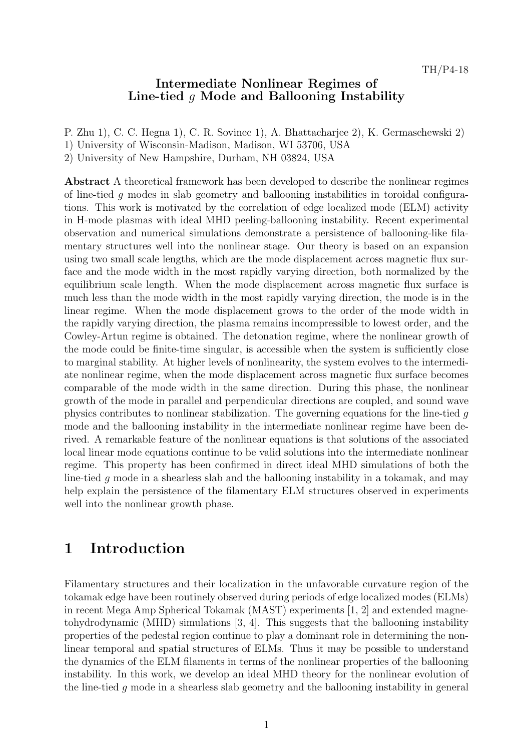TH/P4-18

# Intermediate Nonlinear Regimes of Line-tied $g$ Mode and Ballooning Instability

P. Zhu 1), C. C. Hegna 1), C. R. Sovinec 1), A. Bhattacharjee 2), K. Germaschewski 2)

1) University of Wisconsin-Madison, Madison, WI 53706, USA

2) University of New Hampshire, Durham, NH 03824, USA

**Abstract** A theoretical framework has been developed to describe the nonlinear regimes of line-tied $g$ modes in slab geometry and ballooning instabilities in toroidal configurations. This work is motivated by the correlation of edge localized mode (ELM) activity in H-mode plasmas with ideal MHD peeling-ballooning instability. Recent experimental observation and numerical simulations demonstrate a persistence of ballooning-like filamentary structures well into the nonlinear stage. Our theory is based on an expansion using two small scale lengths, which are the mode displacement across magnetic flux surface and the mode width in the most rapidly varying direction, both normalized by the equilibrium scale length. When the mode displacement across magnetic flux surface is much less than the mode width in the most rapidly varying direction, the mode is in the linear regime. When the mode displacement grows to the order of the mode width in the rapidly varying direction, the plasma remains incompressible to lowest order, and the Cowley-Artun regime is obtained. The detonation regime, where the nonlinear growth of the mode could be finite-time singular, is accessible when the system is sufficiently close to marginal stability. At higher levels of nonlinearity, the system evolves to the intermediate nonlinear regime, when the mode displacement across magnetic flux surface becomes comparable of the mode width in the same direction. During this phase, the nonlinear growth of the mode in parallel and perpendicular directions are coupled, and sound wave physics contributes to nonlinear stabilization. The governing equations for the line-tied $g$ mode and the ballooning instability in the intermediate nonlinear regime have been derived. A remarkable feature of the nonlinear equations is that solutions of the associated local linear mode equations continue to be valid solutions into the intermediate nonlinear regime. This property has been confirmed in direct ideal MHD simulations of both the line-tied $g$ mode in a shearless slab and the ballooning instability in a tokamak, and may help explain the persistence of the filamentary ELM structures observed in experiments well into the nonlinear growth phase.

## 1 Introduction

Filamentary structures and their localization in the unfavorable curvature region of the tokamak edge have been routinely observed during periods of edge localized modes (ELMs) in recent Mega Amp Spherical Tokamak (MAST) experiments [1, 2] and extended magnetohydrodynamic (MHD) simulations [3, 4]. This suggests that the ballooning instability properties of the pedestal region continue to play a dominant role in determining the nonlinear temporal and spatial structures of ELMs. Thus it may be possible to understand the dynamics of the ELM filaments in terms of the nonlinear properties of the ballooning instability. In this work, we develop an ideal MHD theory for the nonlinear evolution of the line-tied $g$ mode in a shearless slab geometry and the ballooning instability in general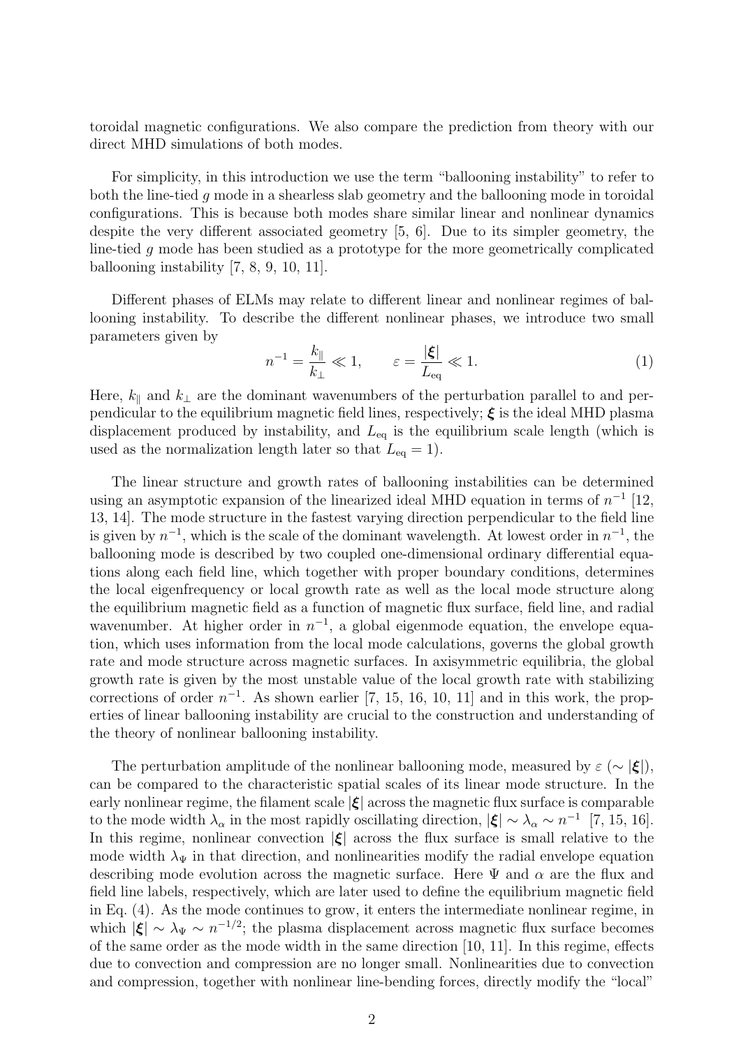toroidal magnetic configurations. We also compare the prediction from theory with our direct MHD simulations of both modes.

For simplicity, in this introduction we use the term "ballooning instability" to refer to both the line-tied $g$ mode in a shearless slab geometry and the ballooning mode in toroidal configurations. This is because both modes share similar linear and nonlinear dynamics despite the very different associated geometry [5, 6]. Due to its simpler geometry, the line-tied $g$ mode has been studied as a prototype for the more geometrically complicated ballooning instability [7, 8, 9, 10, 11].

Different phases of ELMs may relate to different linear and nonlinear regimes of ballooning instability. To describe the different nonlinear phases, we introduce two small parameters given by

$$n^{-1} = \frac{k_\parallel}{k_\perp} \ll 1, \qquad \varepsilon = \frac{|\boldsymbol{\xi}|}{L_{\rm eq}} \ll 1. \tag{1}$$

Here, $k_\parallel$ and $k_\perp$ are the dominant wavenumbers of the perturbation parallel to and perpendicular to the equilibrium magnetic field lines, respectively; $\boldsymbol{\xi}$ is the ideal MHD plasma displacement produced by instability, and $L_{\rm eq}$ is the equilibrium scale length (which is used as the normalization length later so that $L_{\rm eq} = 1$).

The linear structure and growth rates of ballooning instabilities can be determined using an asymptotic expansion of the linearized ideal MHD equation in terms of $n^{-1}$ [12, 13, 14]. The mode structure in the fastest varying direction perpendicular to the field line is given by $n^{-1}$, which is the scale of the dominant wavelength. At lowest order in $n^{-1}$, the ballooning mode is described by two coupled one-dimensional ordinary differential equations along each field line, which together with proper boundary conditions, determines the local eigenfrequency or local growth rate as well as the local mode structure along the equilibrium magnetic field as a function of magnetic flux surface, field line, and radial wavenumber. At higher order in $n^{-1}$, a global eigenmode equation, the envelope equation, which uses information from the local mode calculations, governs the global growth rate and mode structure across magnetic surfaces. In axisymmetric equilibria, the global growth rate is given by the most unstable value of the local growth rate with stabilizing corrections of order $n^{-1}$. As shown earlier [7, 15, 16, 10, 11] and in this work, the properties of linear ballooning instability are crucial to the construction and understanding of the theory of nonlinear ballooning instability.

The perturbation amplitude of the nonlinear ballooning mode, measured by $\varepsilon$ ($\sim |\boldsymbol{\xi}|$), can be compared to the characteristic spatial scales of its linear mode structure. In the early nonlinear regime, the filament scale $|\boldsymbol{\xi}|$ across the magnetic flux surface is comparable to the mode width $\lambda_\alpha$ in the most rapidly oscillating direction, $|\boldsymbol{\xi}| \sim \lambda_\alpha \sim n^{-1}$ [7, 15, 16]. In this regime, nonlinear convection $|\boldsymbol{\xi}|$ across the flux surface is small relative to the mode width $\lambda_\Psi$ in that direction, and nonlinearities modify the radial envelope equation describing mode evolution across the magnetic surface. Here $\Psi$ and $\alpha$ are the flux and field line labels, respectively, which are later used to define the equilibrium magnetic field in Eq. (4). As the mode continues to grow, it enters the intermediate nonlinear regime, in which $|\boldsymbol{\xi}| \sim \lambda_\Psi \sim n^{-1/2}$; the plasma displacement across magnetic flux surface becomes of the same order as the mode width in the same direction [10, 11]. In this regime, effects due to convection and compression are no longer small. Nonlinearities due to convection and compression, together with nonlinear line-bending forces, directly modify the "local"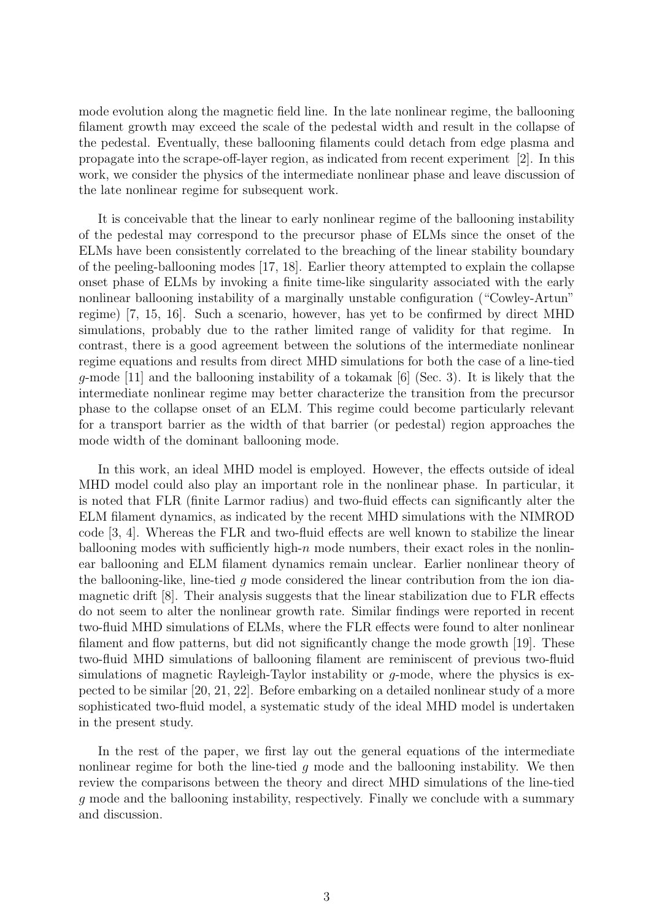mode evolution along the magnetic field line. In the late nonlinear regime, the ballooning filament growth may exceed the scale of the pedestal width and result in the collapse of the pedestal. Eventually, these ballooning filaments could detach from edge plasma and propagate into the scrape-off-layer region, as indicated from recent experiment [2]. In this work, we consider the physics of the intermediate nonlinear phase and leave discussion of the late nonlinear regime for subsequent work.

It is conceivable that the linear to early nonlinear regime of the ballooning instability of the pedestal may correspond to the precursor phase of ELMs since the onset of the ELMs have been consistently correlated to the breaching of the linear stability boundary of the peeling-ballooning modes [17, 18]. Earlier theory attempted to explain the collapse onset phase of ELMs by invoking a finite time-like singularity associated with the early nonlinear ballooning instability of a marginally unstable configuration ("Cowley-Artun" regime) [7, 15, 16]. Such a scenario, however, has yet to be confirmed by direct MHD simulations, probably due to the rather limited range of validity for that regime. In contrast, there is a good agreement between the solutions of the intermediate nonlinear regime equations and results from direct MHD simulations for both the case of a line-tied $g$-mode [11] and the ballooning instability of a tokamak [6] (Sec. 3). It is likely that the intermediate nonlinear regime may better characterize the transition from the precursor phase to the collapse onset of an ELM. This regime could become particularly relevant for a transport barrier as the width of that barrier (or pedestal) region approaches the mode width of the dominant ballooning mode.

In this work, an ideal MHD model is employed. However, the effects outside of ideal MHD model could also play an important role in the nonlinear phase. In particular, it is noted that FLR (finite Larmor radius) and two-fluid effects can significantly alter the ELM filament dynamics, as indicated by the recent MHD simulations with the NIMROD code [3, 4]. Whereas the FLR and two-fluid effects are well known to stabilize the linear ballooning modes with sufficiently high-$n$ mode numbers, their exact roles in the nonlinear ballooning and ELM filament dynamics remain unclear. Earlier nonlinear theory of the ballooning-like, line-tied $g$ mode considered the linear contribution from the ion diamagnetic drift [8]. Their analysis suggests that the linear stabilization due to FLR effects do not seem to alter the nonlinear growth rate. Similar findings were reported in recent two-fluid MHD simulations of ELMs, where the FLR effects were found to alter nonlinear filament and flow patterns, but did not significantly change the mode growth [19]. These two-fluid MHD simulations of ballooning filament are reminiscent of previous two-fluid simulations of magnetic Rayleigh-Taylor instability or $g$-mode, where the physics is expected to be similar [20, 21, 22]. Before embarking on a detailed nonlinear study of a more sophisticated two-fluid model, a systematic study of the ideal MHD model is undertaken in the present study.

In the rest of the paper, we first lay out the general equations of the intermediate nonlinear regime for both the line-tied $g$ mode and the ballooning instability. We then review the comparisons between the theory and direct MHD simulations of the line-tied $g$ mode and the ballooning instability, respectively. Finally we conclude with a summary and discussion.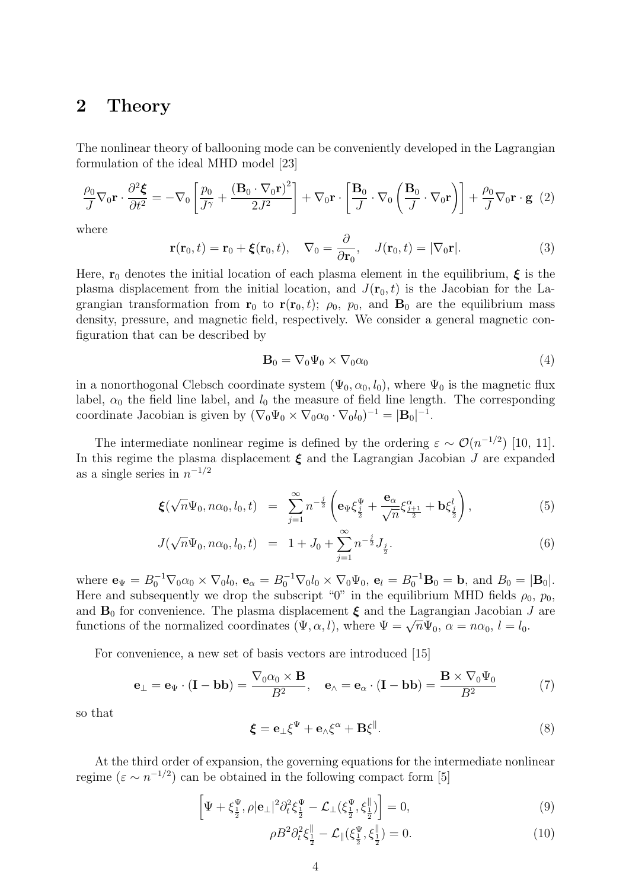## 2 Theory

The nonlinear theory of ballooning mode can be conveniently developed in the Lagrangian formulation of the ideal MHD model [23]

$$\frac{\rho_0}{J}\nabla_0\mathbf{r}\cdot\frac{\partial^2\boldsymbol{\xi}}{\partial t^2} = -\nabla_0\left[\frac{p_0}{J^\gamma}+\frac{(\mathbf{B}_0\cdot\nabla_0\mathbf{r})^2}{2J^2}\right]+\nabla_0\mathbf{r}\cdot\left[\frac{\mathbf{B}_0}{J}\cdot\nabla_0\left(\frac{\mathbf{B}_0}{J}\cdot\nabla_0\mathbf{r}\right)\right]+\frac{\rho_0}{J}\nabla_0\mathbf{r}\cdot\mathbf{g} \quad (2)$$

where

$$\mathbf{r}(\mathbf{r}_0,t)=\mathbf{r}_0+\boldsymbol{\xi}(\mathbf{r}_0,t),\quad \nabla_0=\frac{\partial}{\partial\mathbf{r}_0},\quad J(\mathbf{r}_0,t)=|\nabla_0\mathbf{r}|. \quad (3)$$

Here, $\mathbf{r}_0$ denotes the initial location of each plasma element in the equilibrium, $\boldsymbol{\xi}$ is the plasma displacement from the initial location, and $J(\mathbf{r}_0,t)$ is the Jacobian for the Lagrangian transformation from $\mathbf{r}_0$ to $\mathbf{r}(\mathbf{r}_0,t)$; $\rho_0$, $p_0$, and $\mathbf{B}_0$ are the equilibrium mass density, pressure, and magnetic field, respectively. We consider a general magnetic configuration that can be described by

$$\mathbf{B}_0=\nabla_0\Psi_0\times\nabla_0\alpha_0 \quad (4)$$

in a nonorthogonal Clebsch coordinate system $(\Psi_0,\alpha_0,l_0)$, where $\Psi_0$ is the magnetic flux label, $\alpha_0$ the field line label, and $l_0$ the measure of field line length. The corresponding coordinate Jacobian is given by $(\nabla_0\Psi_0\times\nabla_0\alpha_0\cdot\nabla_0 l_0)^{-1}=|\mathbf{B}_0|^{-1}$.

The intermediate nonlinear regime is defined by the ordering $\varepsilon\sim\mathcal{O}(n^{-1/2})$ [10, 11]. In this regime the plasma displacement $\boldsymbol{\xi}$ and the Lagrangian Jacobian $J$ are expanded as a single series in $n^{-1/2}$

$$\boldsymbol{\xi}(\sqrt{n}\Psi_0,n\alpha_0,l_0,t) = \sum_{j=1}^{\infty}n^{-\frac{j}{2}}\left(\mathbf{e}_\Psi\xi^\Psi_{\frac{j}{2}}+\frac{\mathbf{e}_\alpha}{\sqrt{n}}\xi^\alpha_{\frac{j+1}{2}}+\mathbf{b}\xi^l_{\frac{j}{2}}\right), \quad (5)$$

$$J(\sqrt{n}\Psi_0,n\alpha_0,l_0,t) = 1+J_0+\sum_{j=1}^{\infty}n^{-\frac{j}{2}}J_{\frac{j}{2}}. \quad (6)$$

where $\mathbf{e}_\Psi=B_0^{-1}\nabla_0\alpha_0\times\nabla_0 l_0$, $\mathbf{e}_\alpha=B_0^{-1}\nabla_0 l_0\times\nabla_0\Psi_0$, $\mathbf{e}_l=B_0^{-1}\mathbf{B}_0=\mathbf{b}$, and $B_0=|\mathbf{B}_0|$. Here and subsequently we drop the subscript "0" in the equilibrium MHD fields $\rho_0$, $p_0$, and $\mathbf{B}_0$ for convenience. The plasma displacement $\boldsymbol{\xi}$ and the Lagrangian Jacobian $J$ are functions of the normalized coordinates $(\Psi,\alpha,l)$, where $\Psi=\sqrt{n}\Psi_0$, $\alpha=n\alpha_0$, $l=l_0$.

For convenience, a new set of basis vectors are introduced [15]

$$\mathbf{e}_\perp=\mathbf{e}_\Psi\cdot(\mathbf{I}-\mathbf{bb})=\frac{\nabla_0\alpha_0\times\mathbf{B}}{B^2},\quad \mathbf{e}_\wedge=\mathbf{e}_\alpha\cdot(\mathbf{I}-\mathbf{bb})=\frac{\mathbf{B}\times\nabla_0\Psi_0}{B^2} \quad (7)$$

so that

$$\boldsymbol{\xi}=\mathbf{e}_\perp\xi^\Psi+\mathbf{e}_\wedge\xi^\alpha+\mathbf{B}\xi^\parallel. \quad (8)$$

At the third order of expansion, the governing equations for the intermediate nonlinear regime ($\varepsilon\sim n^{-1/2}$) can be obtained in the following compact form [5]

$$\left[\Psi+\xi^\Psi_{\frac{1}{2}},\rho|\mathbf{e}_\perp|^2\partial_t^2\xi^\Psi_{\frac{1}{2}}-\mathcal{L}_\perp(\xi^\Psi_{\frac{1}{2}},\xi^\parallel_{\frac{1}{2}})\right]=0, \quad (9)$$

$$\rho B^2\partial_t^2\xi^\parallel_{\frac{1}{2}}-\mathcal{L}_\parallel(\xi^\Psi_{\frac{1}{2}},\xi^\parallel_{\frac{1}{2}})=0. \quad (10)$$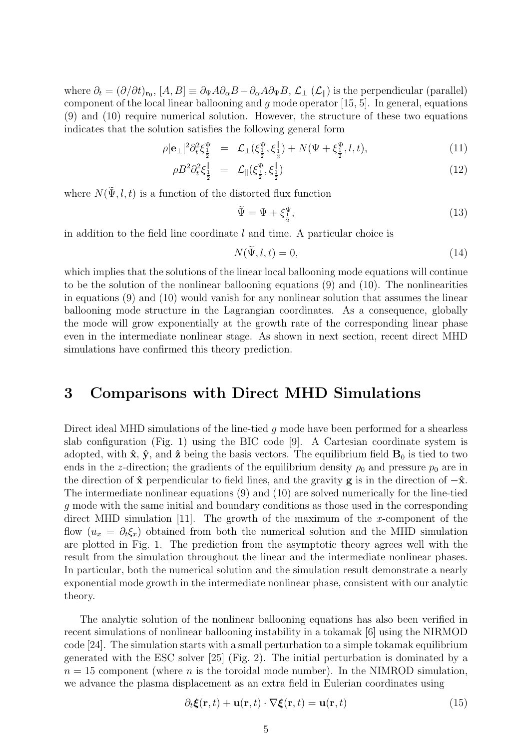where $\partial_t = (\partial/\partial t)_{\mathbf{r}_0}$, $[A, B] \equiv \partial_\Psi A \partial_\alpha B - \partial_\alpha A \partial_\Psi B$, $\mathcal{L}_\perp$ ($\mathcal{L}_\parallel$) is the perpendicular (parallel) component of the local linear ballooning and $g$ mode operator [15, 5]. In general, equations (9) and (10) require numerical solution. However, the structure of these two equations indicates that the solution satisfies the following general form

$$\rho |\mathbf{e}_\perp|^2 \partial_t^2 \xi^\Psi_{\frac{1}{2}} = \mathcal{L}_\perp(\xi^\Psi_{\frac{1}{2}}, \xi^\parallel_{\frac{1}{2}}) + N(\Psi + \xi^\Psi_{\frac{1}{2}}, l, t), \tag{11}$$

$$\rho B^2 \partial_t^2 \xi^\parallel_{\frac{1}{2}} = \mathcal{L}_\parallel(\xi^\Psi_{\frac{1}{2}}, \xi^\parallel_{\frac{1}{2}}) \tag{12}$$

where $N(\widetilde{\Psi}, l, t)$ is a function of the distorted flux function

$$\widetilde{\Psi} = \Psi + \xi^\Psi_{\frac{1}{2}}, \tag{13}$$

in addition to the field line coordinate $l$ and time. A particular choice is

$$N(\widetilde{\Psi}, l, t) = 0, \tag{14}$$

which implies that the solutions of the linear local ballooning mode equations will continue to be the solution of the nonlinear ballooning equations (9) and (10). The nonlinearities in equations (9) and (10) would vanish for any nonlinear solution that assumes the linear ballooning mode structure in the Lagrangian coordinates. As a consequence, globally the mode will grow exponentially at the growth rate of the corresponding linear phase even in the intermediate nonlinear stage. As shown in next section, recent direct MHD simulations have confirmed this theory prediction.

## 3 Comparisons with Direct MHD Simulations

Direct ideal MHD simulations of the line-tied $g$ mode have been performed for a shearless slab configuration (Fig. 1) using the BIC code [9]. A Cartesian coordinate system is adopted, with $\hat{\mathbf{x}}$, $\hat{\mathbf{y}}$, and $\hat{\mathbf{z}}$ being the basis vectors. The equilibrium field $\mathbf{B}_0$ is tied to two ends in the $z$-direction; the gradients of the equilibrium density $\rho_0$ and pressure $p_0$ are in the direction of $\hat{\mathbf{x}}$ perpendicular to field lines, and the gravity $\mathbf{g}$ is in the direction of $-\hat{\mathbf{x}}$. The intermediate nonlinear equations (9) and (10) are solved numerically for the line-tied $g$ mode with the same initial and boundary conditions as those used in the corresponding direct MHD simulation [11]. The growth of the maximum of the $x$-component of the flow ($u_x = \partial_t \xi_x$) obtained from both the numerical solution and the MHD simulation are plotted in Fig. 1. The prediction from the asymptotic theory agrees well with the result from the simulation throughout the linear and the intermediate nonlinear phases. In particular, both the numerical solution and the simulation result demonstrate a nearly exponential mode growth in the intermediate nonlinear phase, consistent with our analytic theory.

The analytic solution of the nonlinear ballooning equations has also been verified in recent simulations of nonlinear ballooning instability in a tokamak [6] using the NIRMOD code [24]. The simulation starts with a small perturbation to a simple tokamak equilibrium generated with the ESC solver [25] (Fig. 2). The initial perturbation is dominated by a $n = 15$ component (where $n$ is the toroidal mode number). In the NIMROD simulation, we advance the plasma displacement as an extra field in Eulerian coordinates using

$$\partial_t \boldsymbol{\xi}(\mathbf{r}, t) + \mathbf{u}(\mathbf{r}, t) \cdot \nabla \boldsymbol{\xi}(\mathbf{r}, t) = \mathbf{u}(\mathbf{r}, t) \tag{15}$$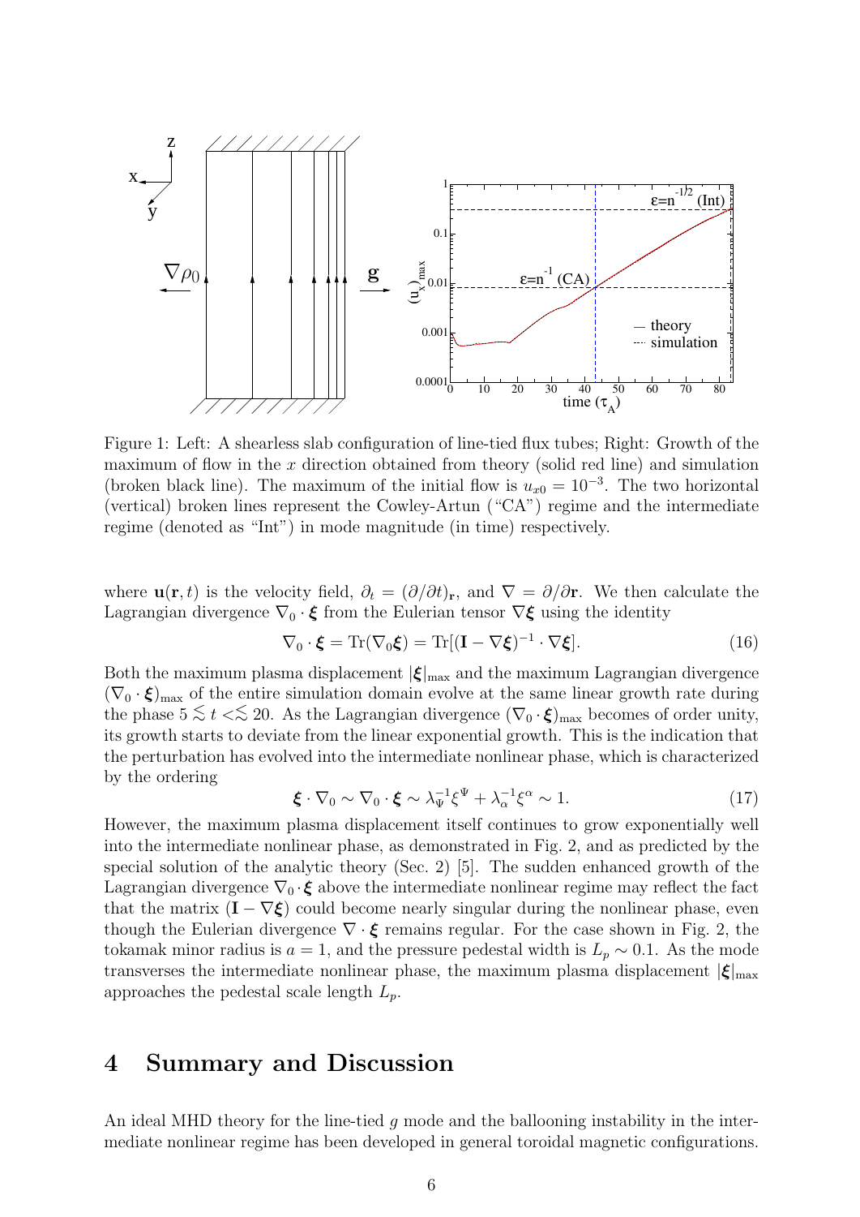Figure 1: Left: A shearless slab configuration of line-tied flux tubes; Right: Growth of the maximum of flow in the $x$ direction obtained from theory (solid red line) and simulation (broken black line). The maximum of the initial flow is $u_{x0} = 10^{-3}$. The two horizontal (vertical) broken lines represent the Cowley-Artun ("CA") regime and the intermediate regime (denoted as "Int") in mode magnitude (in time) respectively.

where $\mathbf{u}(\mathbf{r}, t)$ is the velocity field, $\partial_t = (\partial/\partial t)_{\mathbf{r}}$, and $\nabla = \partial/\partial\mathbf{r}$. We then calculate the Lagrangian divergence $\nabla_0 \cdot \boldsymbol{\xi}$ from the Eulerian tensor $\nabla\boldsymbol{\xi}$ using the identity

$$\nabla_0 \cdot \boldsymbol{\xi} = \mathrm{Tr}(\nabla_0 \boldsymbol{\xi}) = \mathrm{Tr}[(\mathbf{I} - \nabla\boldsymbol{\xi})^{-1} \cdot \nabla\boldsymbol{\xi}]. \tag{16}$$

Both the maximum plasma displacement $|\boldsymbol{\xi}|_{\max}$ and the maximum Lagrangian divergence $(\nabla_0 \cdot \boldsymbol{\xi})_{\max}$ of the entire simulation domain evolve at the same linear growth rate during the phase $5 \lesssim t <\lesssim 20$. As the Lagrangian divergence $(\nabla_0 \cdot \boldsymbol{\xi})_{\max}$ becomes of order unity, its growth starts to deviate from the linear exponential growth. This is the indication that the perturbation has evolved into the intermediate nonlinear phase, which is characterized by the ordering

$$\boldsymbol{\xi} \cdot \nabla_0 \sim \nabla_0 \cdot \boldsymbol{\xi} \sim \lambda_\Psi^{-1} \xi^\Psi + \lambda_\alpha^{-1} \xi^\alpha \sim 1. \tag{17}$$

However, the maximum plasma displacement itself continues to grow exponentially well into the intermediate nonlinear phase, as demonstrated in Fig. 2, and as predicted by the special solution of the analytic theory (Sec. 2) [5]. The sudden enhanced growth of the Lagrangian divergence $\nabla_0 \cdot \boldsymbol{\xi}$ above the intermediate nonlinear regime may reflect the fact that the matrix $(\mathbf{I} - \nabla\boldsymbol{\xi})$ could become nearly singular during the nonlinear phase, even though the Eulerian divergence $\nabla \cdot \boldsymbol{\xi}$ remains regular. For the case shown in Fig. 2, the tokamak minor radius is $a = 1$, and the pressure pedestal width is $L_p \sim 0.1$. As the mode transverses the intermediate nonlinear phase, the maximum plasma displacement $|\boldsymbol{\xi}|_{\max}$ approaches the pedestal scale length $L_p$.

## 4 Summary and Discussion

An ideal MHD theory for the line-tied $g$ mode and the ballooning instability in the intermediate nonlinear regime has been developed in general toroidal magnetic configurations.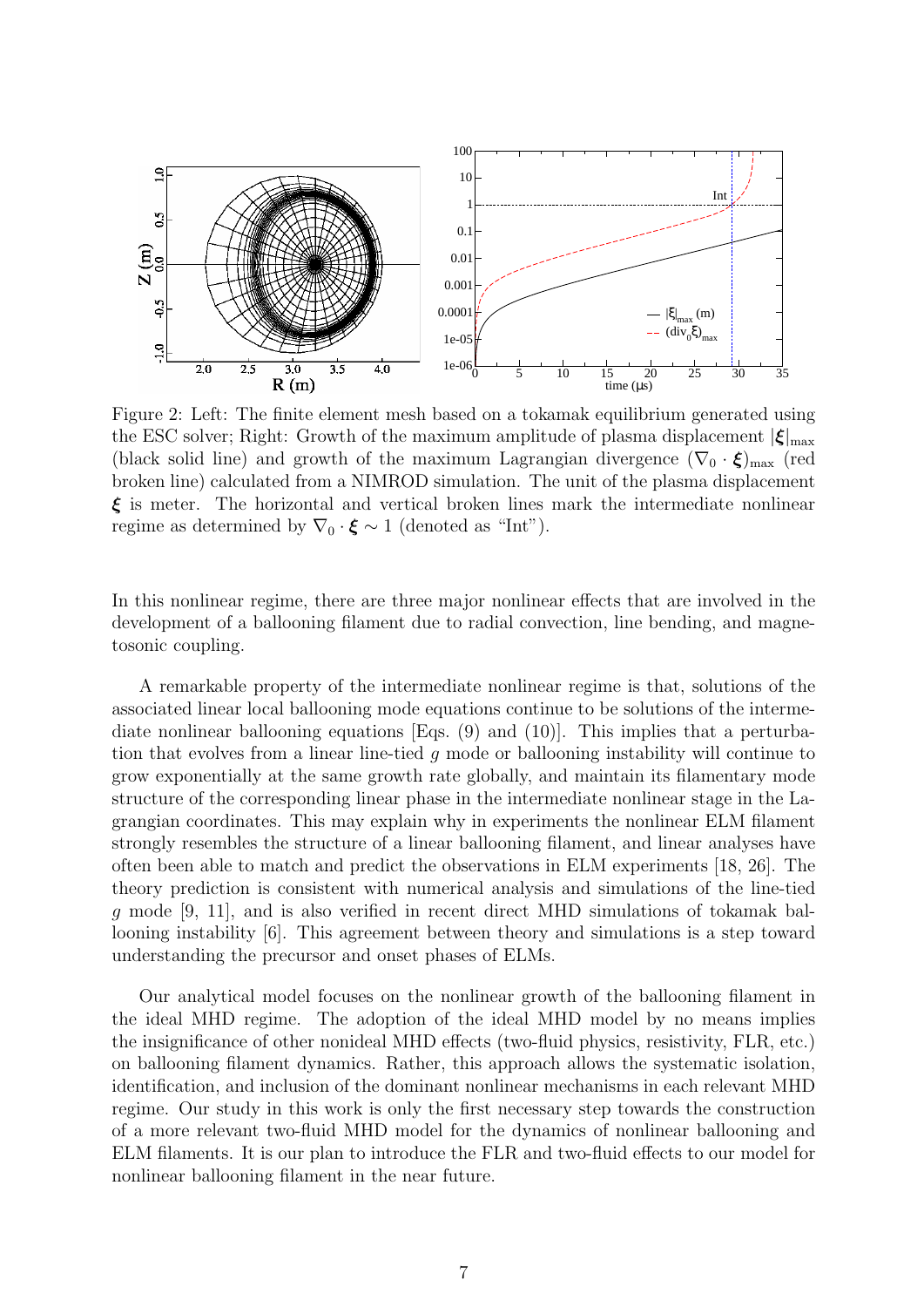Figure 2: Left: The finite element mesh based on a tokamak equilibrium generated using the ESC solver; Right: Growth of the maximum amplitude of plasma displacement $|\boldsymbol{\xi}|_{\max}$ (black solid line) and growth of the maximum Lagrangian divergence $(\nabla_0 \cdot \boldsymbol{\xi})_{\max}$ (red broken line) calculated from a NIMROD simulation. The unit of the plasma displacement $\boldsymbol{\xi}$ is meter. The horizontal and vertical broken lines mark the intermediate nonlinear regime as determined by $\nabla_0 \cdot \boldsymbol{\xi} \sim 1$ (denoted as "Int").

In this nonlinear regime, there are three major nonlinear effects that are involved in the development of a ballooning filament due to radial convection, line bending, and magnetosonic coupling.

A remarkable property of the intermediate nonlinear regime is that, solutions of the associated linear local ballooning mode equations continue to be solutions of the intermediate nonlinear ballooning equations [Eqs. (9) and (10)]. This implies that a perturbation that evolves from a linear line-tied $g$ mode or ballooning instability will continue to grow exponentially at the same growth rate globally, and maintain its filamentary mode structure of the corresponding linear phase in the intermediate nonlinear stage in the Lagrangian coordinates. This may explain why in experiments the nonlinear ELM filament strongly resembles the structure of a linear ballooning filament, and linear analyses have often been able to match and predict the observations in ELM experiments [18, 26]. The theory prediction is consistent with numerical analysis and simulations of the line-tied $g$ mode [9, 11], and is also verified in recent direct MHD simulations of tokamak ballooning instability [6]. This agreement between theory and simulations is a step toward understanding the precursor and onset phases of ELMs.

Our analytical model focuses on the nonlinear growth of the ballooning filament in the ideal MHD regime. The adoption of the ideal MHD model by no means implies the insignificance of other nonideal MHD effects (two-fluid physics, resistivity, FLR, etc.) on ballooning filament dynamics. Rather, this approach allows the systematic isolation, identification, and inclusion of the dominant nonlinear mechanisms in each relevant MHD regime. Our study in this work is only the first necessary step towards the construction of a more relevant two-fluid MHD model for the dynamics of nonlinear ballooning and ELM filaments. It is our plan to introduce the FLR and two-fluid effects to our model for nonlinear ballooning filament in the near future.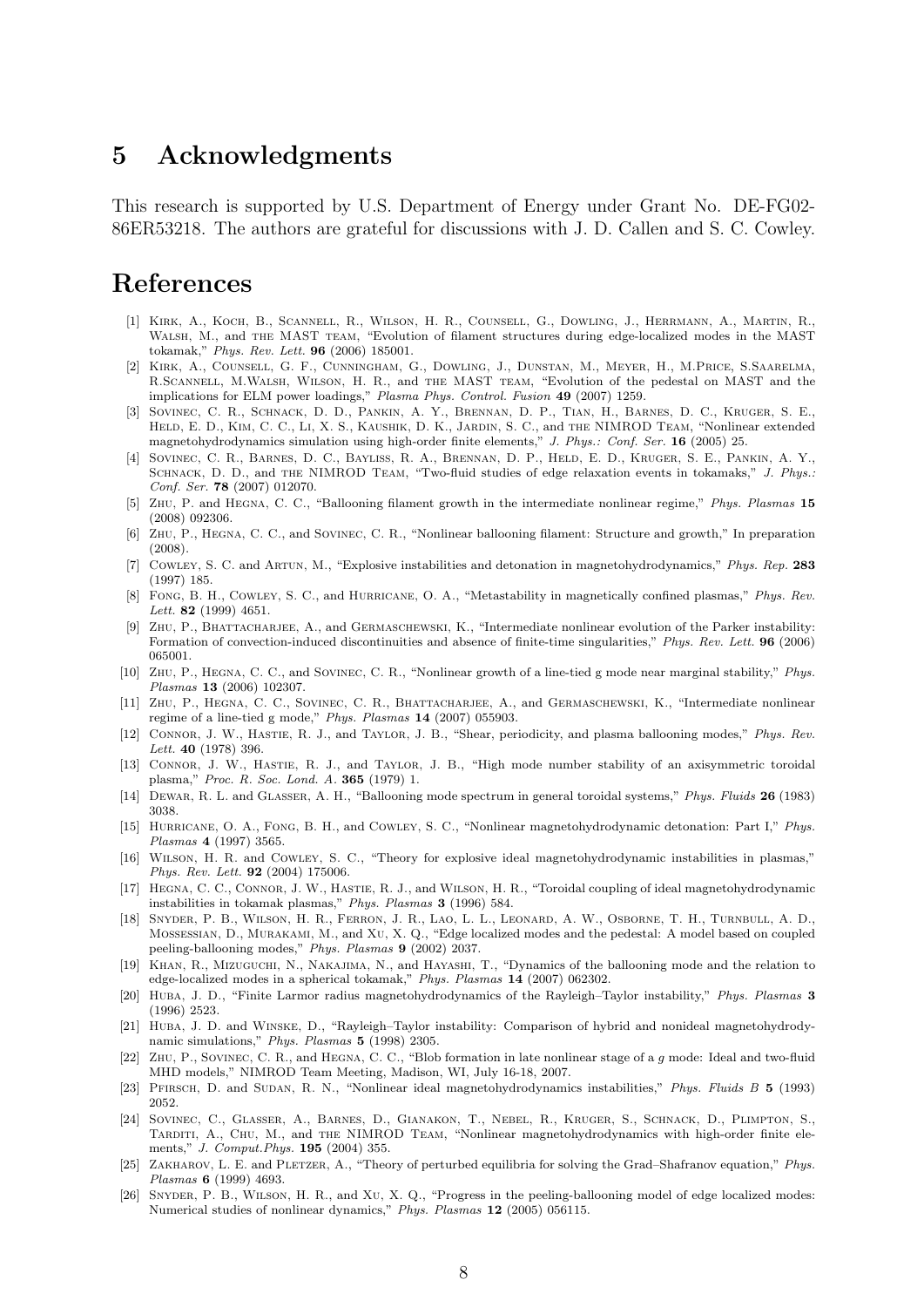## 5 Acknowledgments

This research is supported by U.S. Department of Energy under Grant No. DE-FG02-86ER53218. The authors are grateful for discussions with J. D. Callen and S. C. Cowley.

# References

[1] Kirk, A., Koch, B., Scannell, R., Wilson, H. R., Counsell, G., Dowling, J., Herrmann, A., Martin, R., Walsh, M., and the MAST team, "Evolution of filament structures during edge-localized modes in the MAST tokamak," *Phys. Rev. Lett.* **96** (2006) 185001.

[2] Kirk, A., Counsell, G. F., Cunningham, G., Dowling, J., Dunstan, M., Meyer, H., M.Price, S.Saarelma, R.Scannell, M.Walsh, Wilson, H. R., and the MAST team, "Evolution of the pedestal on MAST and the implications for ELM power loadings," *Plasma Phys. Control. Fusion* **49** (2007) 1259.

[3] Sovinec, C. R., Schnack, D. D., Pankin, A. Y., Brennan, D. P., Tian, H., Barnes, D. C., Kruger, S. E., Held, E. D., Kim, C. C., Li, X. S., Kaushik, D. K., Jardin, S. C., and the NIMROD Team, "Nonlinear extended magnetohydrodynamics simulation using high-order finite elements," *J. Phys.: Conf. Ser.* **16** (2005) 25.

[4] Sovinec, C. R., Barnes, D. C., Bayliss, R. A., Brennan, D. P., Held, E. D., Kruger, S. E., Pankin, A. Y., Schnack, D. D., and the NIMROD Team, "Two-fluid studies of edge relaxation events in tokamaks," *J. Phys.: Conf. Ser.* **78** (2007) 012070.

[5] Zhu, P. and Hegna, C. C., "Ballooning filament growth in the intermediate nonlinear regime," *Phys. Plasmas* **15** (2008) 092306.

[6] Zhu, P., Hegna, C. C., and Sovinec, C. R., "Nonlinear ballooning filament: Structure and growth," In preparation (2008).

[7] Cowley, S. C. and Artun, M., "Explosive instabilities and detonation in magnetohydrodynamics," *Phys. Rep.* **283** (1997) 185.

[8] Fong, B. H., Cowley, S. C., and Hurricane, O. A., "Metastability in magnetically confined plasmas," *Phys. Rev. Lett.* **82** (1999) 4651.

[9] Zhu, P., Bhattacharjee, A., and Germaschewski, K., "Intermediate nonlinear evolution of the Parker instability: Formation of convection-induced discontinuities and absence of finite-time singularities," *Phys. Rev. Lett.* **96** (2006) 065001.

[10] Zhu, P., Hegna, C. C., and Sovinec, C. R., "Nonlinear growth of a line-tied g mode near marginal stability," *Phys. Plasmas* **13** (2006) 102307.

[11] Zhu, P., Hegna, C. C., Sovinec, C. R., Bhattacharjee, A., and Germaschewski, K., "Intermediate nonlinear regime of a line-tied g mode," *Phys. Plasmas* **14** (2007) 055903.

[12] Connor, J. W., Hastie, R. J., and Taylor, J. B., "Shear, periodicity, and plasma ballooning modes," *Phys. Rev. Lett.* **40** (1978) 396.

[13] Connor, J. W., Hastie, R. J., and Taylor, J. B., "High mode number stability of an axisymmetric toroidal plasma," *Proc. R. Soc. Lond. A.* **365** (1979) 1.

[14] Dewar, R. L. and Glasser, A. H., "Ballooning mode spectrum in general toroidal systems," *Phys. Fluids* **26** (1983) 3038.

[15] Hurricane, O. A., Fong, B. H., and Cowley, S. C., "Nonlinear magnetohydrodynamic detonation: Part I," *Phys. Plasmas* **4** (1997) 3565.

[16] Wilson, H. R. and Cowley, S. C., "Theory for explosive ideal magnetohydrodynamic instabilities in plasmas," *Phys. Rev. Lett.* **92** (2004) 175006.

[17] Hegna, C. C., Connor, J. W., Hastie, R. J., and Wilson, H. R., "Toroidal coupling of ideal magnetohydrodynamic instabilities in tokamak plasmas," *Phys. Plasmas* **3** (1996) 584.

[18] Snyder, P. B., Wilson, H. R., Ferron, J. R., Lao, L. L., Leonard, A. W., Osborne, T. H., Turnbull, A. D., Mossessian, D., Murakami, M., and Xu, X. Q., "Edge localized modes and the pedestal: A model based on coupled peeling-ballooning modes," *Phys. Plasmas* **9** (2002) 2037.

[19] Khan, R., Mizuguchi, N., Nakajima, N., and Hayashi, T., "Dynamics of the ballooning mode and the relation to edge-localized modes in a spherical tokamak," *Phys. Plasmas* **14** (2007) 062302.

[20] Huba, J. D., "Finite Larmor radius magnetohydrodynamics of the Rayleigh–Taylor instability," *Phys. Plasmas* **3** (1996) 2523.

[21] Huba, J. D. and Winske, D., "Rayleigh–Taylor instability: Comparison of hybrid and nonideal magnetohydrodynamic simulations," *Phys. Plasmas* **5** (1998) 2305.

[22] Zhu, P., Sovinec, C. R., and Hegna, C. C., "Blob formation in late nonlinear stage of a $g$ mode: Ideal and two-fluid MHD models," NIMROD Team Meeting, Madison, WI, July 16-18, 2007.

[23] Pfirsch, D. and Sudan, R. N., "Nonlinear ideal magnetohydrodynamics instabilities," *Phys. Fluids B* **5** (1993) 2052.

[24] Sovinec, C., Glasser, A., Barnes, D., Gianakon, T., Nebel, R., Kruger, S., Schnack, D., Plimpton, S., Tarditi, A., Chu, M., and the NIMROD Team, "Nonlinear magnetohydrodynamics with high-order finite elements," *J. Comput.Phys.* **195** (2004) 355.

[25] Zakharov, L. E. and Pletzer, A., "Theory of perturbed equilibria for solving the Grad–Shafranov equation," *Phys. Plasmas* **6** (1999) 4693.

[26] Snyder, P. B., Wilson, H. R., and Xu, X. Q., "Progress in the peeling-ballooning model of edge localized modes: Numerical studies of nonlinear dynamics," *Phys. Plasmas* **12** (2005) 056115.